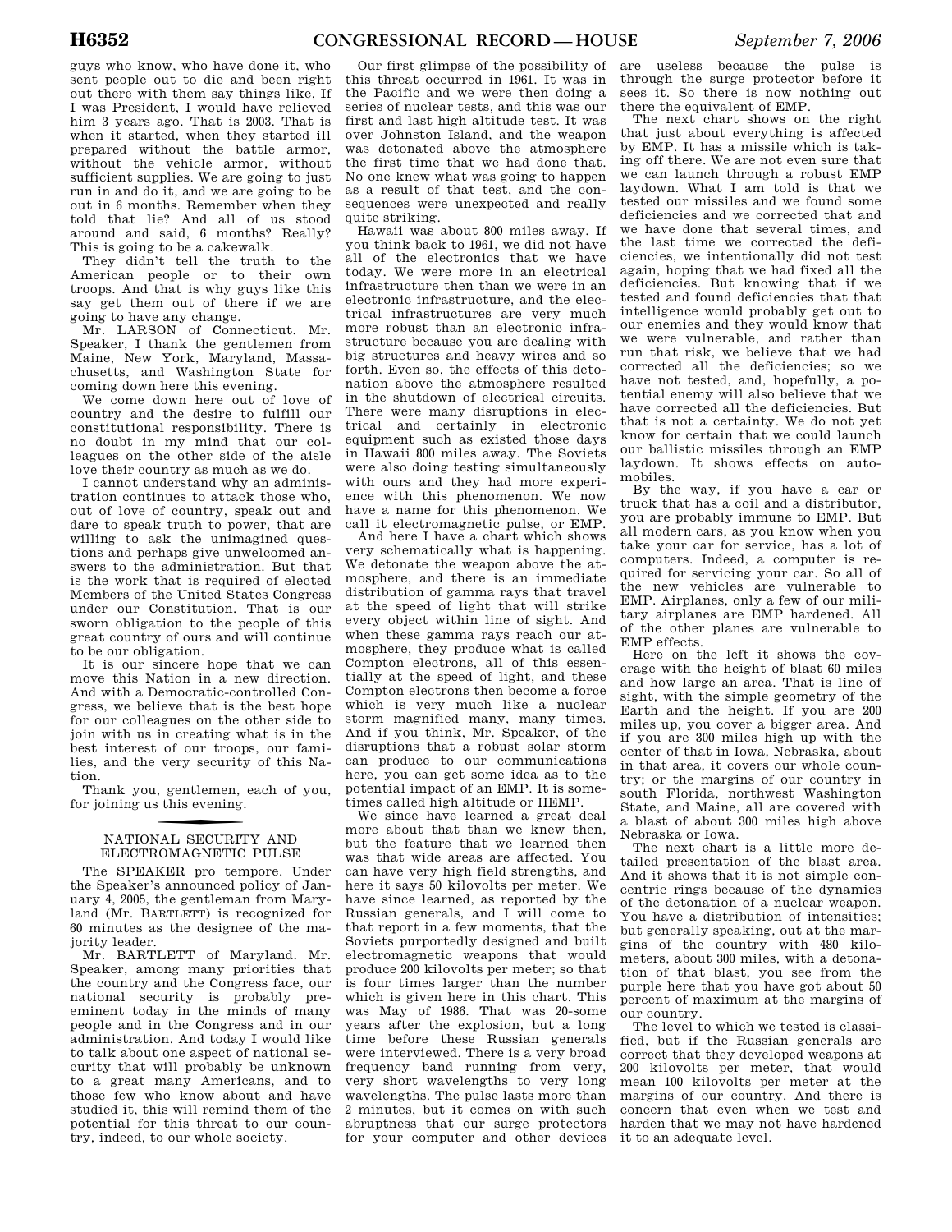guys who know, who have done it, who sent people out to die and been right out there with them say things like, If I was President, I would have relieved him 3 years ago. That is 2003. That is when it started, when they started ill prepared without the battle armor, without the vehicle armor, without sufficient supplies. We are going to just run in and do it, and we are going to be out in 6 months. Remember when they told that lie? And all of us stood around and said, 6 months? Really? This is going to be a cakewalk.

They didn't tell the truth to the American people or to their own troops. And that is why guys like this say get them out of there if we are going to have any change.

Mr. LARSON of Connecticut. Mr. Speaker, I thank the gentlemen from Maine, New York, Maryland, Massachusetts, and Washington State for coming down here this evening.

We come down here out of love of country and the desire to fulfill our constitutional responsibility. There is no doubt in my mind that our colleagues on the other side of the aisle love their country as much as we do.

I cannot understand why an administration continues to attack those who, out of love of country, speak out and dare to speak truth to power, that are willing to ask the unimagined questions and perhaps give unwelcomed answers to the administration. But that is the work that is required of elected Members of the United States Congress under our Constitution. That is our sworn obligation to the people of this great country of ours and will continue to be our obligation.

It is our sincere hope that we can move this Nation in a new direction. And with a Democratic-controlled Congress, we believe that is the best hope for our colleagues on the other side to join with us in creating what is in the best interest of our troops, our families, and the very security of this Nation.

Thank you, gentlemen, each of you, for joining us this evening.

## NATIONAL SECURITY AND ELECTROMAGNETIC PULSE

The SPEAKER pro tempore. Under the Speaker's announced policy of January 4, 2005, the gentleman from Maryland (Mr. BARTLETT) is recognized for 60 minutes as the designee of the majority leader.

Mr. BARTLETT of Maryland. Mr. Speaker, among many priorities that the country and the Congress face, our national security is probably preeminent today in the minds of many people and in the Congress and in our administration. And today I would like to talk about one aspect of national security that will probably be unknown to a great many Americans, and to those few who know about and have studied it, this will remind them of the potential for this threat to our country, indeed, to our whole society.

Our first glimpse of the possibility of this threat occurred in 1961. It was in the Pacific and we were then doing a series of nuclear tests, and this was our first and last high altitude test. It was over Johnston Island, and the weapon was detonated above the atmosphere the first time that we had done that. No one knew what was going to happen as a result of that test, and the consequences were unexpected and really quite striking.

Hawaii was about 800 miles away. If you think back to 1961, we did not have all of the electronics that we have today. We were more in an electrical infrastructure then than we were in an electronic infrastructure, and the electrical infrastructures are very much more robust than an electronic infrastructure because you are dealing with big structures and heavy wires and so forth. Even so, the effects of this detonation above the atmosphere resulted in the shutdown of electrical circuits. There were many disruptions in electrical and certainly in electronic equipment such as existed those days in Hawaii 800 miles away. The Soviets were also doing testing simultaneously with ours and they had more experience with this phenomenon. We now have a name for this phenomenon. We call it electromagnetic pulse, or EMP.

And here I have a chart which shows very schematically what is happening. We detonate the weapon above the atmosphere, and there is an immediate distribution of gamma rays that travel at the speed of light that will strike every object within line of sight. And when these gamma rays reach our atmosphere, they produce what is called Compton electrons, all of this essentially at the speed of light, and these Compton electrons then become a force which is very much like a nuclear storm magnified many, many times. And if you think, Mr. Speaker, of the disruptions that a robust solar storm can produce to our communications here, you can get some idea as to the potential impact of an EMP. It is sometimes called high altitude or HEMP.

We since have learned a great deal more about that than we knew then, but the feature that we learned then was that wide areas are affected. You can have very high field strengths, and here it says 50 kilovolts per meter. We have since learned, as reported by the Russian generals, and I will come to that report in a few moments, that the Soviets purportedly designed and built electromagnetic weapons that would produce 200 kilovolts per meter; so that is four times larger than the number which is given here in this chart. This was May of 1986. That was 20-some years after the explosion, but a long time before these Russian generals were interviewed. There is a very broad frequency band running from very, very short wavelengths to very long wavelengths. The pulse lasts more than 2 minutes, but it comes on with such abruptness that our surge protectors for your computer and other devices are useless because the pulse is through the surge protector before it sees it. So there is now nothing out there the equivalent of EMP.

The next chart shows on the right that just about everything is affected by EMP. It has a missile which is taking off there. We are not even sure that we can launch through a robust EMP laydown. What I am told is that we tested our missiles and we found some deficiencies and we corrected that and we have done that several times, and the last time we corrected the deficiencies, we intentionally did not test again, hoping that we had fixed all the deficiencies. But knowing that if we tested and found deficiencies that that intelligence would probably get out to our enemies and they would know that we were vulnerable, and rather than run that risk, we believe that we had corrected all the deficiencies; so we have not tested, and, hopefully, a potential enemy will also believe that we have corrected all the deficiencies. But that is not a certainty. We do not yet know for certain that we could launch our ballistic missiles through an EMP laydown. It shows effects on automobiles.

By the way, if you have a car or truck that has a coil and a distributor, you are probably immune to EMP. But all modern cars, as you know when you take your car for service, has a lot of computers. Indeed, a computer is required for servicing your car. So all of the new vehicles are vulnerable to EMP. Airplanes, only a few of our military airplanes are EMP hardened. All of the other planes are vulnerable to EMP effects.

Here on the left it shows the coverage with the height of blast 60 miles and how large an area. That is line of sight, with the simple geometry of the Earth and the height. If you are 200 miles up, you cover a bigger area. And if you are 300 miles high up with the center of that in Iowa, Nebraska, about in that area, it covers our whole country; or the margins of our country in south Florida, northwest Washington State, and Maine, all are covered with a blast of about 300 miles high above Nebraska or Iowa.

The next chart is a little more detailed presentation of the blast area. And it shows that it is not simple concentric rings because of the dynamics of the detonation of a nuclear weapon. You have a distribution of intensities; but generally speaking, out at the margins of the country with 480 kilometers, about 300 miles, with a detonation of that blast, you see from the purple here that you have got about 50 percent of maximum at the margins of our country.

The level to which we tested is classified, but if the Russian generals are correct that they developed weapons at 200 kilovolts per meter, that would mean 100 kilovolts per meter at the margins of our country. And there is concern that even when we test and harden that we may not have hardened it to an adequate level.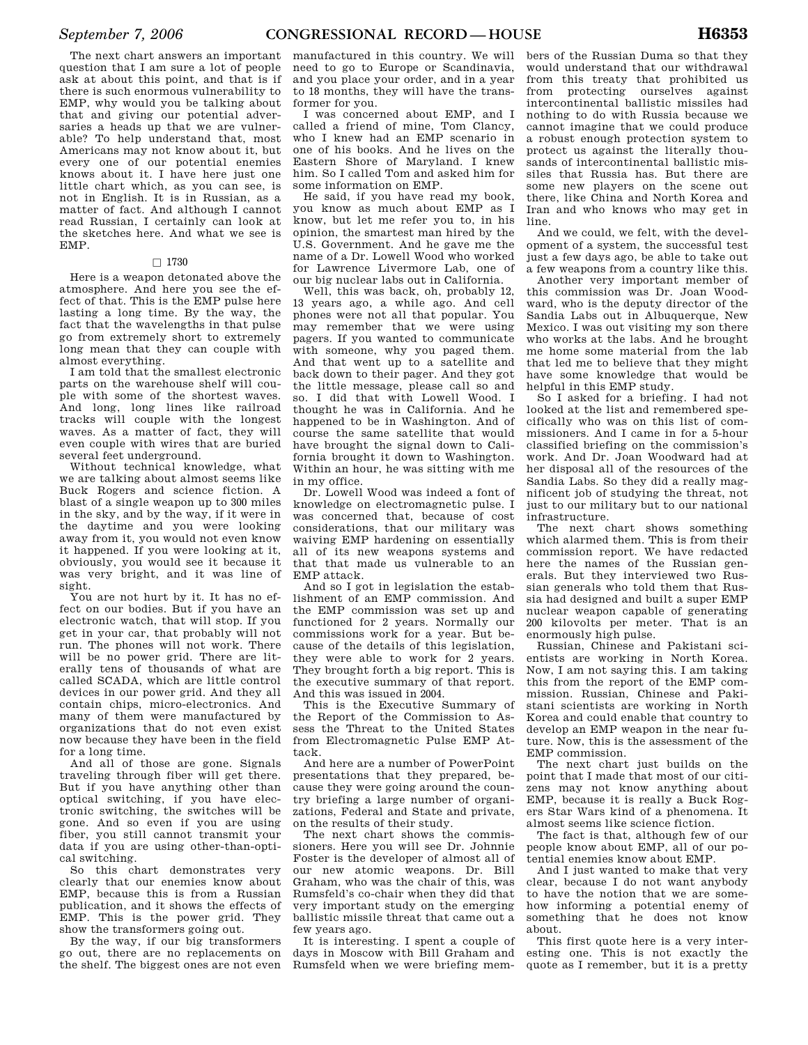The next chart answers an important question that I am sure a lot of people ask at about this point, and that is if there is such enormous vulnerability to EMP, why would you be talking about that and giving our potential adversaries a heads up that we are vulnerable? To help understand that, most Americans may not know about it, but every one of our potential enemies knows about it. I have here just one little chart which, as you can see, is not in English. It is in Russian, as a matter of fact. And although I cannot read Russian, I certainly can look at the sketches here. And what we see is EMP.

□ 1730

Here is a weapon detonated above the atmosphere. And here you see the effect of that. This is the EMP pulse here lasting a long time. By the way, the fact that the wavelengths in that pulse go from extremely short to extremely long mean that they can couple with almost everything.

I am told that the smallest electronic parts on the warehouse shelf will couple with some of the shortest waves. And long, long lines like railroad tracks will couple with the longest waves. As a matter of fact, they will even couple with wires that are buried several feet underground.

Without technical knowledge, what we are talking about almost seems like Buck Rogers and science fiction. A blast of a single weapon up to 300 miles in the sky, and by the way, if it were in the daytime and you were looking away from it, you would not even know it happened. If you were looking at it, obviously, you would see it because it was very bright, and it was line of sight.

You are not hurt by it. It has no effect on our bodies. But if you have an electronic watch, that will stop. If you get in your car, that probably will not run. The phones will not work. There will be no power grid. There are literally tens of thousands of what are called SCADA, which are little control devices in our power grid. And they all contain chips, micro-electronics. And many of them were manufactured by organizations that do not even exist now because they have been in the field for a long time.

And all of those are gone. Signals traveling through fiber will get there. But if you have anything other than optical switching, if you have electronic switching, the switches will be gone. And so even if you are using fiber, you still cannot transmit your data if you are using other-than-optical switching.

So this chart demonstrates very clearly that our enemies know about EMP, because this is from a Russian publication, and it shows the effects of EMP. This is the power grid. They show the transformers going out.

By the way, if our big transformers go out, there are no replacements on the shelf. The biggest ones are not even manufactured in this country. We will need to go to Europe or Scandinavia, and you place your order, and in a year to 18 months, they will have the transformer for you.

I was concerned about EMP, and I called a friend of mine, Tom Clancy, who I knew had an EMP scenario in one of his books. And he lives on the Eastern Shore of Maryland. I knew him. So I called Tom and asked him for some information on EMP.

He said, if you have read my book, you know as much about EMP as I know, but let me refer you to, in his opinion, the smartest man hired by the U.S. Government. And he gave me the name of a Dr. Lowell Wood who worked for Lawrence Livermore Lab, one of our big nuclear labs out in California.

Well, this was back, oh, probably 12, 13 years ago, a while ago. And cell phones were not all that popular. You may remember that we were using pagers. If you wanted to communicate with someone, why you paged them. And that went up to a satellite and back down to their pager. And they got the little message, please call so and so. I did that with Lowell Wood. I thought he was in California. And he happened to be in Washington. And of course the same satellite that would have brought the signal down to California brought it down to Washington. Within an hour, he was sitting with me in my office.

Dr. Lowell Wood was indeed a font of knowledge on electromagnetic pulse. I was concerned that, because of cost considerations, that our military was waiving EMP hardening on essentially all of its new weapons systems and that that made us vulnerable to an EMP attack.

And so I got in legislation the establishment of an EMP commission. And the EMP commission was set up and functioned for 2 years. Normally our commissions work for a year. But because of the details of this legislation, they were able to work for 2 years. They brought forth a big report. This is the executive summary of that report. And this was issued in 2004.

This is the Executive Summary of the Report of the Commission to Assess the Threat to the United States from Electromagnetic Pulse EMP Attack.

And here are a number of PowerPoint presentations that they prepared, because they were going around the country briefing a large number of organizations, Federal and State and private, on the results of their study.

The next chart shows the commissioners. Here you will see Dr. Johnnie Foster is the developer of almost all of our new atomic weapons. Dr. Bill Graham, who was the chair of this, was Rumsfeld's co-chair when they did that very important study on the emerging ballistic missile threat that came out a few years ago.

It is interesting. I spent a couple of days in Moscow with Bill Graham and Rumsfeld when we were briefing members of the Russian Duma so that they would understand that our withdrawal from this treaty that prohibited us from protecting ourselves against intercontinental ballistic missiles had nothing to do with Russia because we cannot imagine that we could produce a robust enough protection system to protect us against the literally thousands of intercontinental ballistic missiles that Russia has. But there are some new players on the scene out there, like China and North Korea and Iran and who knows who may get in line.

And we could, we felt, with the development of a system, the successful test just a few days ago, be able to take out a few weapons from a country like this.

Another very important member of this commission was Dr. Joan Woodward, who is the deputy director of the Sandia Labs out in Albuquerque, New Mexico. I was out visiting my son there who works at the labs. And he brought me home some material from the lab that led me to believe that they might have some knowledge that would be helpful in this EMP study.

So I asked for a briefing. I had not looked at the list and remembered specifically who was on this list of commissioners. And I came in for a 5-hour classified briefing on the commission's work. And Dr. Joan Woodward had at her disposal all of the resources of the Sandia Labs. So they did a really magnificent job of studying the threat, not just to our military but to our national infrastructure.

The next chart shows something which alarmed them. This is from their commission report. We have redacted here the names of the Russian generals. But they interviewed two Russian generals who told them that Russia had designed and built a super EMP nuclear weapon capable of generating 200 kilovolts per meter. That is an enormously high pulse.

Russian, Chinese and Pakistani scientists are working in North Korea. Now, I am not saying this. I am taking this from the report of the EMP commission. Russian, Chinese and Pakistani scientists are working in North Korea and could enable that country to develop an EMP weapon in the near future. Now, this is the assessment of the EMP commission.

The next chart just builds on the point that I made that most of our citizens may not know anything about EMP, because it is really a Buck Rogers Star Wars kind of a phenomena. It almost seems like science fiction.

The fact is that, although few of our people know about EMP, all of our potential enemies know about EMP.

And I just wanted to make that very clear, because I do not want anybody to have the notion that we are somehow informing a potential enemy of something that he does not know about.

This first quote here is a very interesting one. This is not exactly the quote as I remember, but it is a pretty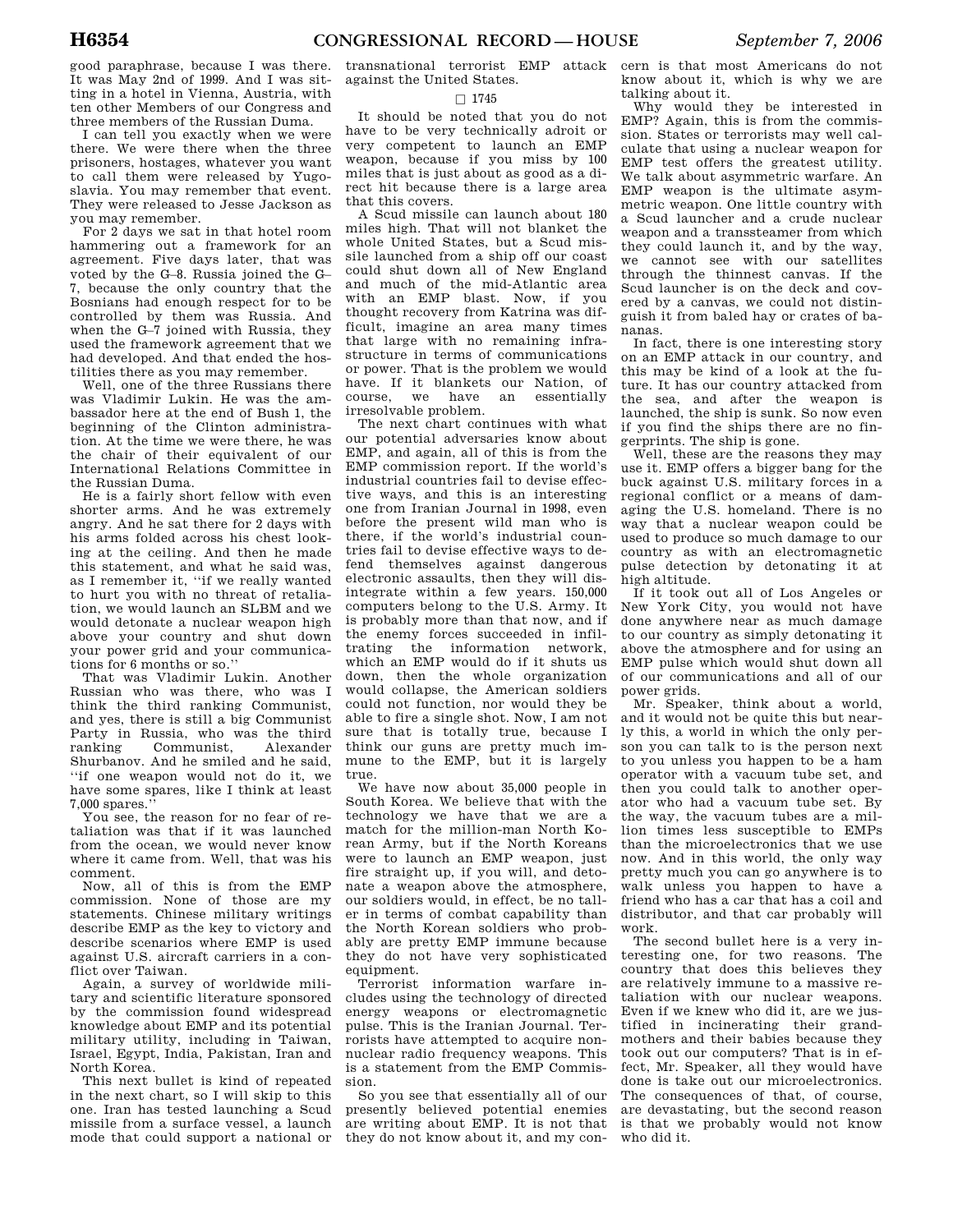good paraphrase, because I was there. It was May 2nd of 1999. And I was sitting in a hotel in Vienna, Austria, with ten other Members of our Congress and three members of the Russian Duma.

I can tell you exactly when we were there. We were there when the three prisoners, hostages, whatever you want to call them were released by Yugoslavia. You may remember that event. They were released to Jesse Jackson as you may remember.

For 2 days we sat in that hotel room hammering out a framework for an agreement. Five days later, that was voted by the G–8. Russia joined the G–7, because the only country that the Bosnians had enough respect for to be controlled by them was Russia. And when the G–7 joined with Russia, they used the framework agreement that we had developed. And that ended the hostilities there as you may remember.

Well, one of the three Russians there was Vladimir Lukin. He was the ambassador here at the end of Bush 1, the beginning of the Clinton administration. At the time we were there, he was the chair of their equivalent of our International Relations Committee in the Russian Duma.

He is a fairly short fellow with even shorter arms. And he was extremely angry. And he sat there for 2 days with his arms folded across his chest looking at the ceiling. And then he made this statement, and what he said was, as I remember it, "if we really wanted to hurt you with no threat of retaliation, we would launch an SLBM and we would detonate a nuclear weapon high above your country and shut down your power grid and your communications for 6 months or so."

That was Vladimir Lukin. Another Russian who was there, who was I think the third ranking Communist, and yes, there is still a big Communist Party in Russia, who was the third ranking Communist, Alexander Shurbanov. And he smiled and he said, "if one weapon would not do it, we have some spares, like I think at least 7,000 spares."

You see, the reason for no fear of retaliation was that if it was launched from the ocean, we would never know where it came from. Well, that was his comment.

Now, all of this is from the EMP commission. None of those are my statements. Chinese military writings describe EMP as the key to victory and describe scenarios where EMP is used against U.S. aircraft carriers in a conflict over Taiwan.

Again, a survey of worldwide military and scientific literature sponsored by the commission found widespread knowledge about EMP and its potential military utility, including in Taiwan, Israel, Egypt, India, Pakistan, Iran and North Korea.

This next bullet is kind of repeated in the next chart, so I will skip to this one. Iran has tested launching a Scud missile from a surface vessel, a launch mode that could support a national or transnational terrorist EMP attack against the United States.

□ 1745

It should be noted that you do not have to be very technically adroit or very competent to launch an EMP weapon, because if you miss by 100 miles that is just about as good as a direct hit because there is a large area that this covers.

A Scud missile can launch about 180 miles high. That will not blanket the whole United States, but a Scud missile launched from a ship off our coast could shut down all of New England and much of the mid-Atlantic area with an EMP blast. Now, if you thought recovery from Katrina was difficult, imagine an area many times that large with no remaining infrastructure in terms of communications or power. That is the problem we would have. If it blankets our Nation, of course, we have an essentially irresolvable problem.

The next chart continues with what our potential adversaries know about EMP, and again, all of this is from the EMP commission report. If the world's industrial countries fail to devise effective ways, and this is an interesting one from Iranian Journal in 1998, even before the present wild man who is there, if the world's industrial countries fail to devise effective ways to defend themselves against dangerous electronic assaults, then they will disintegrate within a few years. 150,000 computers belong to the U.S. Army. It is probably more than that now, and if the enemy forces succeeded in infiltrating the information network, which an EMP would do if it shuts us down, then the whole organization would collapse, the American soldiers could not function, nor would they be able to fire a single shot. Now, I am not sure that is totally true, because I think our guns are pretty much immune to the EMP, but it is largely true.

We have now about 35,000 people in South Korea. We believe that with the technology we have that we are a match for the million-man North Korean Army, but if the North Koreans were to launch an EMP weapon, just fire straight up, if you will, and detonate a weapon above the atmosphere, our soldiers would, in effect, be no taller in terms of combat capability than the North Korean soldiers who probably are pretty EMP immune because they do not have very sophisticated equipment.

Terrorist information warfare includes using the technology of directed energy weapons or electromagnetic pulse. This is the Iranian Journal. Terrorists have attempted to acquire nonnuclear radio frequency weapons. This is a statement from the EMP Commission.

So you see that essentially all of our presently believed potential enemies are writing about EMP. It is not that they do not know about it, and my concern is that most Americans do not know about it, which is why we are talking about it.

Why would they be interested in EMP? Again, this is from the commission. States or terrorists may well calculate that using a nuclear weapon for EMP test offers the greatest utility. We talk about asymmetric warfare. An EMP weapon is the ultimate asymmetric weapon. One little country with a Scud launcher and a crude nuclear weapon and a transsteamer from which they could launch it, and by the way, we cannot see with our satellites through the thinnest canvas. If the Scud launcher is on the deck and covered by a canvas, we could not distinguish it from baled hay or crates of bananas.

In fact, there is one interesting story on an EMP attack in our country, and this may be kind of a look at the future. It has our country attacked from the sea, and after the weapon is launched, the ship is sunk. So now even if you find the ships there are no fingerprints. The ship is gone.

Well, these are the reasons they may use it. EMP offers a bigger bang for the buck against U.S. military forces in a regional conflict or a means of damaging the U.S. homeland. There is no way that a nuclear weapon could be used to produce so much damage to our country as with an electromagnetic pulse detection by detonating it at high altitude.

If it took out all of Los Angeles or New York City, you would not have done anywhere near as much damage to our country as simply detonating it above the atmosphere and for using an EMP pulse which would shut down all of our communications and all of our power grids.

Mr. Speaker, think about a world, and it would not be quite this but nearly this, a world in which the only person you can talk to is the person next to you unless you happen to be a ham operator with a vacuum tube set, and then you could talk to another operator who had a vacuum tube set. By the way, the vacuum tubes are a million times less susceptible to EMPs than the microelectronics that we use now. And in this world, the only way pretty much you can go anywhere is to walk unless you happen to have a friend who has a car that has a coil and distributor, and that car probably will work.

The second bullet here is a very interesting one, for two reasons. The country that does this believes they are relatively immune to a massive retaliation with our nuclear weapons. Even if we knew who did it, are we justified in incinerating their grandmothers and their babies because they took out our computers? That is in effect, Mr. Speaker, all they would have done is take out our microelectronics. The consequences of that, of course, are devastating, but the second reason is that we probably would not know who did it.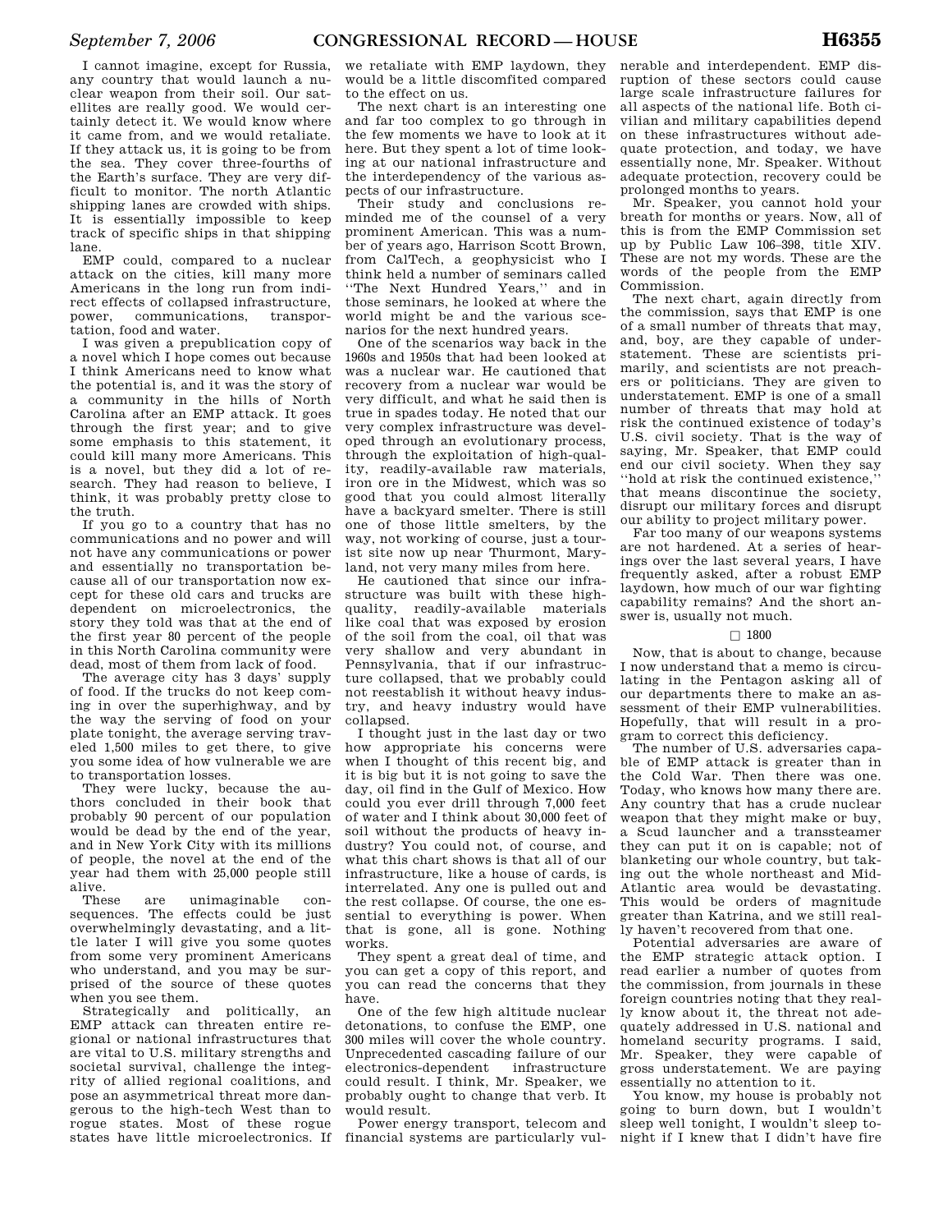I cannot imagine, except for Russia, any country that would launch a nuclear weapon from their soil. Our satellites are really good. We would certainly detect it. We would know where it came from, and we would retaliate. If they attack us, it is going to be from the sea. They cover three-fourths of the Earth's surface. They are very difficult to monitor. The north Atlantic shipping lanes are crowded with ships. It is essentially impossible to keep track of specific ships in that shipping lane.

EMP could, compared to a nuclear attack on the cities, kill many more Americans in the long run from indirect effects of collapsed infrastructure, power, communications, transportation, food and water.

I was given a prepublication copy of a novel which I hope comes out because I think Americans need to know what the potential is, and it was the story of a community in the hills of North Carolina after an EMP attack. It goes through the first year; and to give some emphasis to this statement, it could kill many more Americans. This is a novel, but they did a lot of research. They had reason to believe, I think, it was probably pretty close to the truth.

If you go to a country that has no communications and no power and will not have any communications or power and essentially no transportation because all of our transportation now except for these old cars and trucks are dependent on microelectronics, the story they told was that at the end of the first year 80 percent of the people in this North Carolina community were dead, most of them from lack of food.

The average city has 3 days' supply of food. If the trucks do not keep coming in over the superhighway, and by the way the serving of food on your plate tonight, the average serving traveled 1,500 miles to get there, to give you some idea of how vulnerable we are to transportation losses.

They were lucky, because the authors concluded in their book that probably 90 percent of our population would be dead by the end of the year, and in New York City with its millions of people, the novel at the end of the year had them with 25,000 people still alive.

These are unimaginable consequences. The effects could be just overwhelmingly devastating, and a little later I will give you some quotes from some very prominent Americans who understand, and you may be surprised of the source of these quotes when you see them.

Strategically and politically, an EMP attack can threaten entire regional or national infrastructures that are vital to U.S. military strengths and societal survival, challenge the integrity of allied regional coalitions, and pose an asymmetrical threat more dangerous to the high-tech West than to rogue states. Most of these rogue states have little microelectronics. If we retaliate with EMP laydown, they would be a little discomfited compared to the effect on us.

The next chart is an interesting one and far too complex to go through in the few moments we have to look at it here. But they spent a lot of time looking at our national infrastructure and the interdependency of the various aspects of our infrastructure.

Their study and conclusions reminded me of the counsel of a very prominent American. This was a number of years ago, Harrison Scott Brown, from CalTech, a geophysicist who I think held a number of seminars called ''The Next Hundred Years,'' and in those seminars, he looked at where the world might be and the various scenarios for the next hundred years.

One of the scenarios way back in the 1960s and 1950s that had been looked at was a nuclear war. He cautioned that recovery from a nuclear war would be very difficult, and what he said then is true in spades today. He noted that our very complex infrastructure was developed through an evolutionary process, through the exploitation of high-quality, readily-available raw materials, iron ore in the Midwest, which was so good that you could almost literally have a backyard smelter. There is still one of those little smelters, by the way, not working of course, just a tourist site now up near Thurmont, Maryland, not very many miles from here.

He cautioned that since our infrastructure was built with these high-quality, readily-available materials like coal that was exposed by erosion of the soil from the coal, oil that was very shallow and very abundant in Pennsylvania, that if our infrastructure collapsed, that we probably could not reestablish it without heavy industry, and heavy industry would have collapsed.

I thought just in the last day or two how appropriate his concerns were when I thought of this recent big, and it is big but it is not going to save the day, oil find in the Gulf of Mexico. How could you ever drill through 7,000 feet of water and I think about 30,000 feet of soil without the products of heavy industry? You could not, of course, and what this chart shows is that all of our infrastructure, like a house of cards, is interrelated. Any one is pulled out and the rest collapse. Of course, the one essential to everything is power. When that is gone, all is gone. Nothing works.

They spent a great deal of time, and you can get a copy of this report, and you can read the concerns that they have.

One of the few high altitude nuclear detonations, to confuse the EMP, one 300 miles will cover the whole country. Unprecedented cascading failure of our electronics-dependent infrastructure could result. I think, Mr. Speaker, we probably ought to change that verb. It would result.

Power energy transport, telecom and financial systems are particularly vulnerable and interdependent. EMP disruption of these sectors could cause large scale infrastructure failures for all aspects of the national life. Both civilian and military capabilities depend on these infrastructures without adequate protection, and today, we have essentially none, Mr. Speaker. Without adequate protection, recovery could be prolonged months to years.

Mr. Speaker, you cannot hold your breath for months or years. Now, all of this is from the EMP Commission set up by Public Law 106–398, title XIV. These are not my words. These are the words of the people from the EMP Commission.

The next chart, again directly from the commission, says that EMP is one of a small number of threats that may, and, boy, are they capable of understatement. These are scientists primarily, and scientists are not preachers or politicians. They are given to understatement. EMP is one of a small number of threats that may hold at risk the continued existence of today's U.S. civil society. That is the way of saying, Mr. Speaker, that EMP could end our civil society. When they say ''hold at risk the continued existence,'' that means discontinue the society, disrupt our military forces and disrupt our ability to project military power.

Far too many of our weapons systems are not hardened. At a series of hearings over the last several years, I have frequently asked, after a robust EMP laydown, how much of our war fighting capability remains? And the short answer is, usually not much.

□ 1800

Now, that is about to change, because I now understand that a memo is circulating in the Pentagon asking all of our departments there to make an assessment of their EMP vulnerabilities. Hopefully, that will result in a program to correct this deficiency.

The number of U.S. adversaries capable of EMP attack is greater than in the Cold War. Then there was one. Today, who knows how many there are. Any country that has a crude nuclear weapon that they might make or buy, a Scud launcher and a transsteamer they can put it on is capable; not of blanketing our whole country, but taking out the whole northeast and Mid-Atlantic area would be devastating. This would be orders of magnitude greater than Katrina, and we still really haven't recovered from that one.

Potential adversaries are aware of the EMP strategic attack option. I read earlier a number of quotes from the commission, from journals in these foreign countries noting that they really know about it, the threat not adequately addressed in U.S. national and homeland security programs. I said, Mr. Speaker, they were capable of gross understatement. We are paying essentially no attention to it.

You know, my house is probably not going to burn down, but I wouldn't sleep well tonight, I wouldn't sleep tonight if I knew that I didn't have fire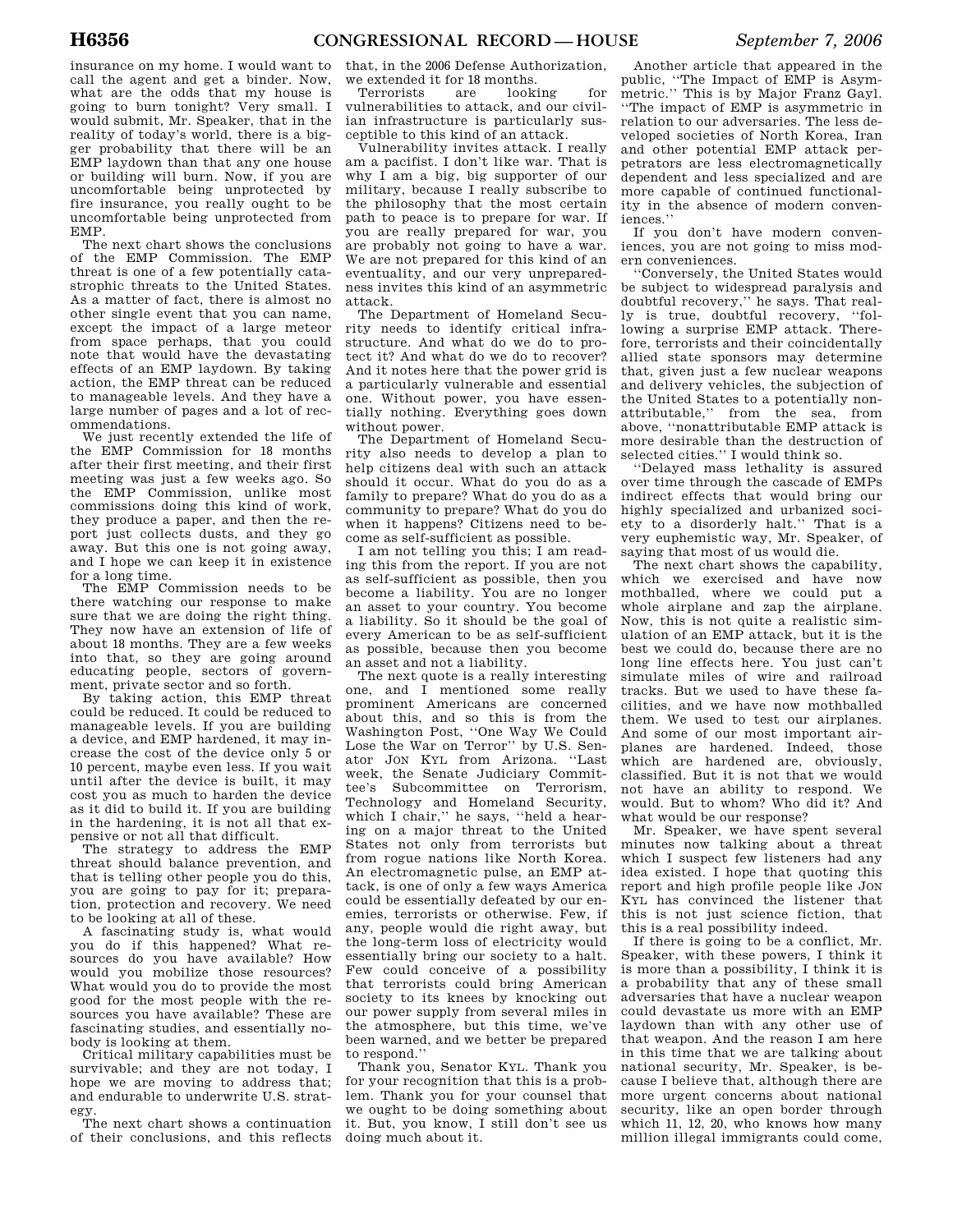insurance on my home. I would want to call the agent and get a binder. Now, what are the odds that my house is going to burn tonight? Very small. I would submit, Mr. Speaker, that in the reality of today's world, there is a bigger probability that there will be an EMP laydown than that any one house or building will burn. Now, if you are uncomfortable being unprotected by fire insurance, you really ought to be uncomfortable being unprotected from EMP.

The next chart shows the conclusions of the EMP Commission. The EMP threat is one of a few potentially catastrophic threats to the United States. As a matter of fact, there is almost no other single event that you can name, except the impact of a large meteor from space perhaps, that you could note that would have the devastating effects of an EMP laydown. By taking action, the EMP threat can be reduced to manageable levels. And they have a large number of pages and a lot of recommendations.

We just recently extended the life of the EMP Commission for 18 months after their first meeting, and their first meeting was just a few weeks ago. So the EMP Commission, unlike most commissions doing this kind of work, they produce a paper, and then the report just collects dusts, and they go away. But this one is not going away, and I hope we can keep it in existence for a long time.

The EMP Commission needs to be there watching our response to make sure that we are doing the right thing. They now have an extension of life of about 18 months. They are a few weeks into that, so they are going around educating people, sectors of government, private sector and so forth.

By taking action, this EMP threat could be reduced. It could be reduced to manageable levels. If you are building a device, and EMP hardened, it may increase the cost of the device only 5 or 10 percent, maybe even less. If you wait until after the device is built, it may cost you as much to harden the device as it did to build it. If you are building in the hardening, it is not all that expensive or not all that difficult.

The strategy to address the EMP threat should balance prevention, and that is telling other people you do this, you are going to pay for it; preparation, protection and recovery. We need to be looking at all of these.

A fascinating study is, what would you do if this happened? What resources do you have available? How would you mobilize those resources? What would you do to provide the most good for the most people with the resources you have available? These are fascinating studies, and essentially nobody is looking at them.

Critical military capabilities must be survivable; and they are not today, I hope we are moving to address that; and endurable to underwrite U.S. strategy.

The next chart shows a continuation of their conclusions, and this reflects that, in the 2006 Defense Authorization, we extended it for 18 months.

Terrorists are looking for vulnerabilities to attack, and our civilian infrastructure is particularly susceptible to this kind of an attack.

Vulnerability invites attack. I really am a pacifist. I don't like war. That is why I am a big, big supporter of our military, because I really subscribe to the philosophy that the most certain path to peace is to prepare for war. If you are really prepared for war, you are probably not going to have a war. We are not prepared for this kind of an eventuality, and our very unpreparedness invites this kind of an asymmetric attack.

The Department of Homeland Security needs to identify critical infrastructure. And what do we do to protect it? And what do we do to recover? And it notes here that the power grid is a particularly vulnerable and essential one. Without power, you have essentially nothing. Everything goes down without power.

The Department of Homeland Security also needs to develop a plan to help citizens deal with such an attack should it occur. What do you do as a family to prepare? What do you do as a community to prepare? What do you do when it happens? Citizens need to become as self-sufficient as possible.

I am not telling you this; I am reading this from the report. If you are not as self-sufficient as possible, then you become a liability. You are no longer an asset to your country. You become a liability. So it should be the goal of every American to be as self-sufficient as possible, because then you become an asset and not a liability.

The next quote is a really interesting one, and I mentioned some really prominent Americans are concerned about this, and so this is from the Washington Post, "One Way We Could Lose the War on Terror" by U.S. Senator JON KYL from Arizona. "Last week, the Senate Judiciary Committee's Subcommittee on Terrorism, Technology and Homeland Security, which I chair," he says, "held a hearing on a major threat to the United States not only from terrorists but from rogue nations like North Korea. An electromagnetic pulse, an EMP attack, is one of only a few ways America could be essentially defeated by our enemies, terrorists or otherwise. Few, if any, people would die right away, but the long-term loss of electricity would essentially bring our society to a halt. Few could conceive of a possibility that terrorists could bring American society to its knees by knocking out our power supply from several miles in the atmosphere, but this time, we've been warned, and we better be prepared to respond."

Thank you, Senator KYL. Thank you for your recognition that this is a problem. Thank you for your counsel that we ought to be doing something about it. But, you know, I still don't see us doing much about it.

Another article that appeared in the public, "The Impact of EMP is Asymmetric." This is by Major Franz Gayl. "The impact of EMP is asymmetric in relation to our adversaries. The less developed societies of North Korea, Iran and other potential EMP attack perpetrators are less electromagnetically dependent and less specialized and are more capable of continued functionality in the absence of modern conveniences."

If you don't have modern conveniences, you are not going to miss modern conveniences.

"Conversely, the United States would be subject to widespread paralysis and doubtful recovery," he says. That really is true, doubtful recovery, "following a surprise EMP attack. Therefore, terrorists and their coincidentally allied state sponsors may determine that, given just a few nuclear weapons and delivery vehicles, the subjection of the United States to a potentially nonattributable," from the sea, from above, "nonattributable EMP attack is more desirable than the destruction of selected cities." I would think so.

"Delayed mass lethality is assured over time through the cascade of EMPs indirect effects that would bring our highly specialized and urbanized society to a disorderly halt." That is a very euphemistic way, Mr. Speaker, of saying that most of us would die.

The next chart shows the capability, which we exercised and have now mothballed, where we could put a whole airplane and zap the airplane. Now, this is not quite a realistic simulation of an EMP attack, but it is the best we could do, because there are no long line effects here. You just can't simulate miles of wire and railroad tracks. But we used to have these facilities, and we have now mothballed them. We used to test our airplanes. And some of our most important airplanes are hardened. Indeed, those which are hardened are, obviously, classified. But it is not that we would not have an ability to respond. We would. But to whom? Who did it? And what would be our response?

Mr. Speaker, we have spent several minutes now talking about a threat which I suspect few listeners had any idea existed. I hope that quoting this report and high profile people like JON KYL has convinced the listener that this is not just science fiction, that this is a real possibility indeed.

If there is going to be a conflict, Mr. Speaker, with these powers, I think it is more than a possibility, I think it is a probability that any of these small adversaries that have a nuclear weapon could devastate us more with an EMP laydown than with any other use of that weapon. And the reason I am here in this time that we are talking about national security, Mr. Speaker, is because I believe that, although there are more urgent concerns about national security, like an open border through which 11, 12, 20, who knows how many million illegal immigrants could come,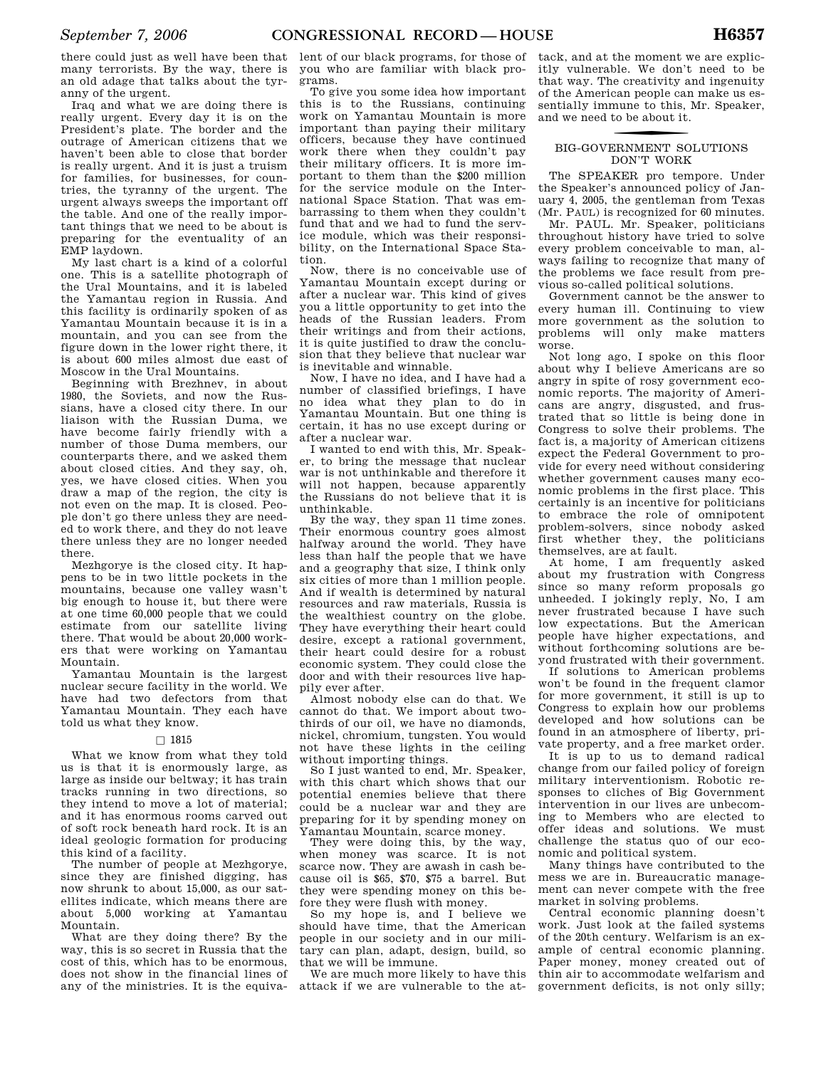there could just as well have been that many terrorists. By the way, there is an old adage that talks about the tyranny of the urgent.

Iraq and what we are doing there is really urgent. Every day it is on the President's plate. The border and the outrage of American citizens that we haven't been able to close that border is really urgent. And it is just a truism for families, for businesses, for countries, the tyranny of the urgent. The urgent always sweeps the important off the table. And one of the really important things that we need to be about is preparing for the eventuality of an EMP laydown.

My last chart is a kind of a colorful one. This is a satellite photograph of the Ural Mountains, and it is labeled the Yamantau region in Russia. And this facility is ordinarily spoken of as Yamantau Mountain because it is in a mountain, and you can see from the figure down in the lower right there, it is about 600 miles almost due east of Moscow in the Ural Mountains.

Beginning with Brezhnev, in about 1980, the Soviets, and now the Russians, have a closed city there. In our liaison with the Russian Duma, we have become fairly friendly with a number of those Duma members, our counterparts there, and we asked them about closed cities. And they say, oh, yes, we have closed cities. When you draw a map of the region, the city is not even on the map. It is closed. People don't go there unless they are needed to work there, and they do not leave there unless they are no longer needed there.

Mezhgorye is the closed city. It happens to be in two little pockets in the mountains, because one valley wasn't big enough to house it, but there were at one time 60,000 people that we could estimate from our satellite living there. That would be about 20,000 workers that were working on Yamantau Mountain.

Yamantau Mountain is the largest nuclear secure facility in the world. We have had two defectors from that Yamantau Mountain. They each have told us what they know.

□ 1815

What we know from what they told us is that it is enormously large, as large as inside our beltway; it has train tracks running in two directions, so they intend to move a lot of material; and it has enormous rooms carved out of soft rock beneath hard rock. It is an ideal geologic formation for producing this kind of a facility.

The number of people at Mezhgorye, since they are finished digging, has now shrunk to about 15,000, as our satellites indicate, which means there are about 5,000 working at Yamantau Mountain.

What are they doing there? By the way, this is so secret in Russia that the cost of this, which has to be enormous, does not show in the financial lines of any of the ministries. It is the equivalent of our black programs, for those of you who are familiar with black programs.

To give you some idea how important this is to the Russians, continuing work on Yamantau Mountain is more important than paying their military officers, because they have continued work there when they couldn't pay their military officers. It is more important to them than the $200 million for the service module on the International Space Station. That was embarrassing to them when they couldn't fund that and we had to fund the service module, which was their responsibility, on the International Space Station.

Now, there is no conceivable use of Yamantau Mountain except during or after a nuclear war. This kind of gives you a little opportunity to get into the heads of the Russian leaders. From their writings and from their actions, it is quite justified to draw the conclusion that they believe that nuclear war is inevitable and winnable.

Now, I have no idea, and I have had a number of classified briefings, I have no idea what they plan to do in Yamantau Mountain. But one thing is certain, it has no use except during or after a nuclear war.

I wanted to end with this, Mr. Speaker, to bring the message that nuclear war is not unthinkable and therefore it will not happen, because apparently the Russians do not believe that it is unthinkable.

By the way, they span 11 time zones. Their enormous country goes almost halfway around the world. They have less than half the people that we have and a geography that size, I think only six cities of more than 1 million people. And if wealth is determined by natural resources and raw materials, Russia is the wealthiest country on the globe. They have everything their heart could desire, except a rational government, their heart could desire for a robust economic system. They could close the door and with their resources live happily ever after.

Almost nobody else can do that. We cannot do that. We import about two-thirds of our oil, we have no diamonds, nickel, chromium, tungsten. You would not have these lights in the ceiling without importing things.

So I just wanted to end, Mr. Speaker, with this chart which shows that our potential enemies believe that there could be a nuclear war and they are preparing for it by spending money on Yamantau Mountain, scarce money.

They were doing this, by the way, when money was scarce. It is not scarce now. They are awash in cash because oil is $65, $70, $75 a barrel. But they were spending money on this before they were flush with money.

So my hope is, and I believe we should have time, that the American people in our society and in our military can plan, adapt, design, build, so that we will be immune.

We are much more likely to have this attack if we are vulnerable to the attack, and at the moment we are explicitly vulnerable. We don't need to be that way. The creativity and ingenuity of the American people can make us essentially immune to this, Mr. Speaker, and we need to be about it.

## BIG-GOVERNMENT SOLUTIONS DON'T WORK

The SPEAKER pro tempore. Under the Speaker's announced policy of January 4, 2005, the gentleman from Texas (Mr. PAUL) is recognized for 60 minutes.

Mr. PAUL. Mr. Speaker, politicians throughout history have tried to solve every problem conceivable to man, always failing to recognize that many of the problems we face result from previous so-called political solutions.

Government cannot be the answer to every human ill. Continuing to view more government as the solution to problems will only make matters worse.

Not long ago, I spoke on this floor about why I believe Americans are so angry in spite of rosy government economic reports. The majority of Americans are angry, disgusted, and frustrated that so little is being done in Congress to solve their problems. The fact is, a majority of American citizens expect the Federal Government to provide for every need without considering whether government causes many economic problems in the first place. This certainly is an incentive for politicians to embrace the role of omnipotent problem-solvers, since nobody asked first whether they, the politicians themselves, are at fault.

At home, I am frequently asked about my frustration with Congress since so many reform proposals go unheeded. I jokingly reply, No, I am never frustrated because I have such low expectations. But the American people have higher expectations, and without forthcoming solutions are beyond frustrated with their government.

If solutions to American problems won't be found in the frequent clamor for more government, it still is up to Congress to explain how our problems developed and how solutions can be found in an atmosphere of liberty, private property, and a free market order.

It is up to us to demand radical change from our failed policy of foreign military interventionism. Robotic responses to cliches of Big Government intervention in our lives are unbecoming to Members who are elected to offer ideas and solutions. We must challenge the status quo of our economic and political system.

Many things have contributed to the mess we are in. Bureaucratic management can never compete with the free market in solving problems.

Central economic planning doesn't work. Just look at the failed systems of the 20th century. Welfarism is an example of central economic planning. Paper money, money created out of thin air to accommodate welfarism and government deficits, is not only silly;